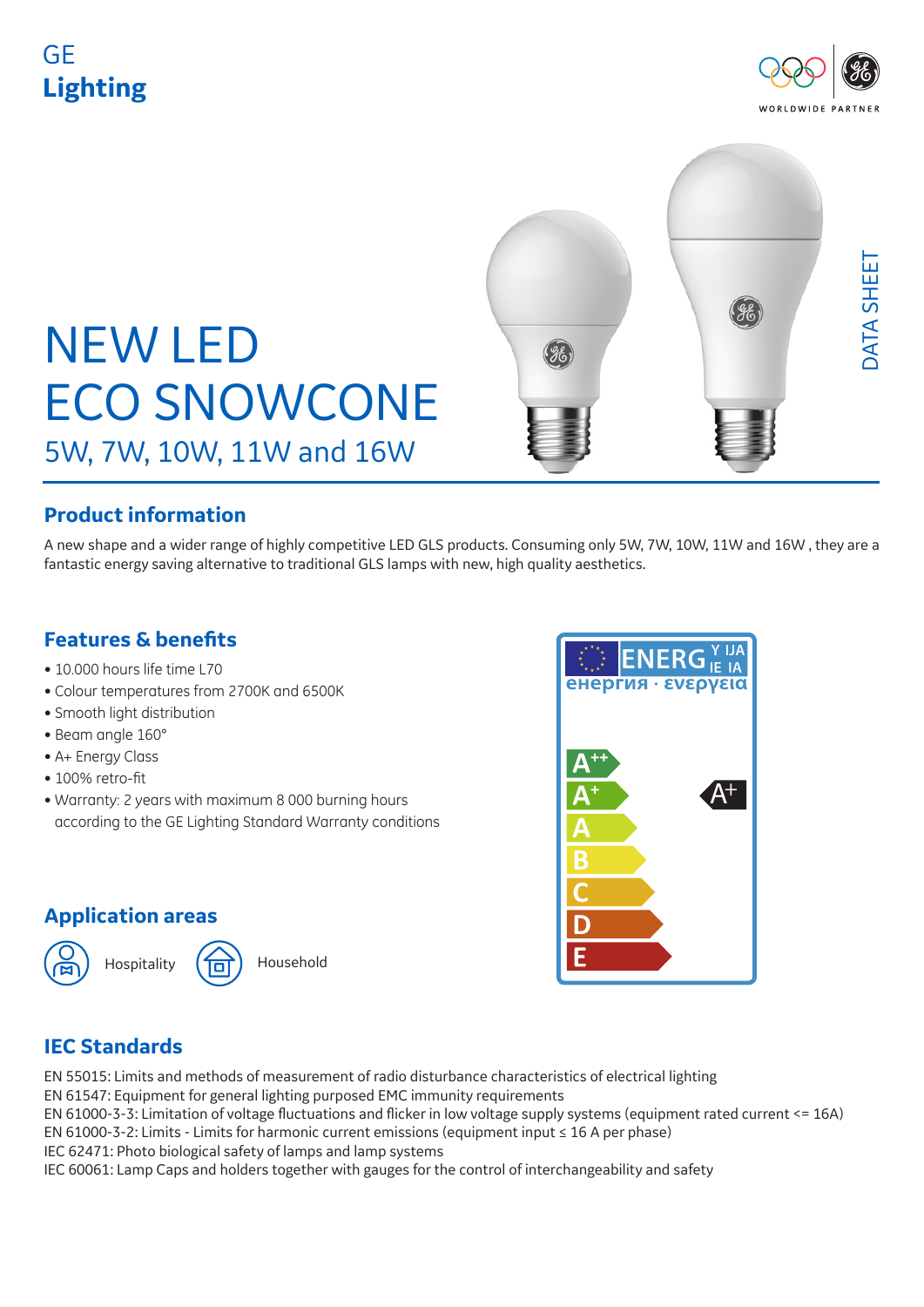GE
**Lighting**

WORLDWIDE PARTNER

DATA SHEET

# NEW LED ECO SNOWCONE

5W, 7W, 10W, 11W and 16W

## Product information

A new shape and a wider range of highly competitive LED GLS products. Consuming only 5W, 7W, 10W, 11W and 16W , they are a fantastic energy saving alternative to traditional GLS lamps with new, high quality aesthetics.

## Features & benefits

- 10.000 hours life time L70
- Colour temperatures from 2700K and 6500K
- Smooth light distribution
- Beam angle 160°
- A+ Energy Class
- 100% retro-fit
- Warranty: 2 years with maximum 8 000 burning hours according to the GE Lighting Standard Warranty conditions

ENERGY IJA IE IA
енергия · ενεργεια

A++
A+
A
B
C
D
E

A+

## Application areas

Hospitality

Household

## IEC Standards

EN 55015: Limits and methods of measurement of radio disturbance characteristics of electrical lighting
EN 61547: Equipment for general lighting purposed EMC immunity requirements
EN 61000-3-3: Limitation of voltage fluctuations and flicker in low voltage supply systems (equipment rated current <= 16A)
EN 61000-3-2: Limits - Limits for harmonic current emissions (equipment input ≤ 16 A per phase)
IEC 62471: Photo biological safety of lamps and lamp systems
IEC 60061: Lamp Caps and holders together with gauges for the control of interchangeability and safety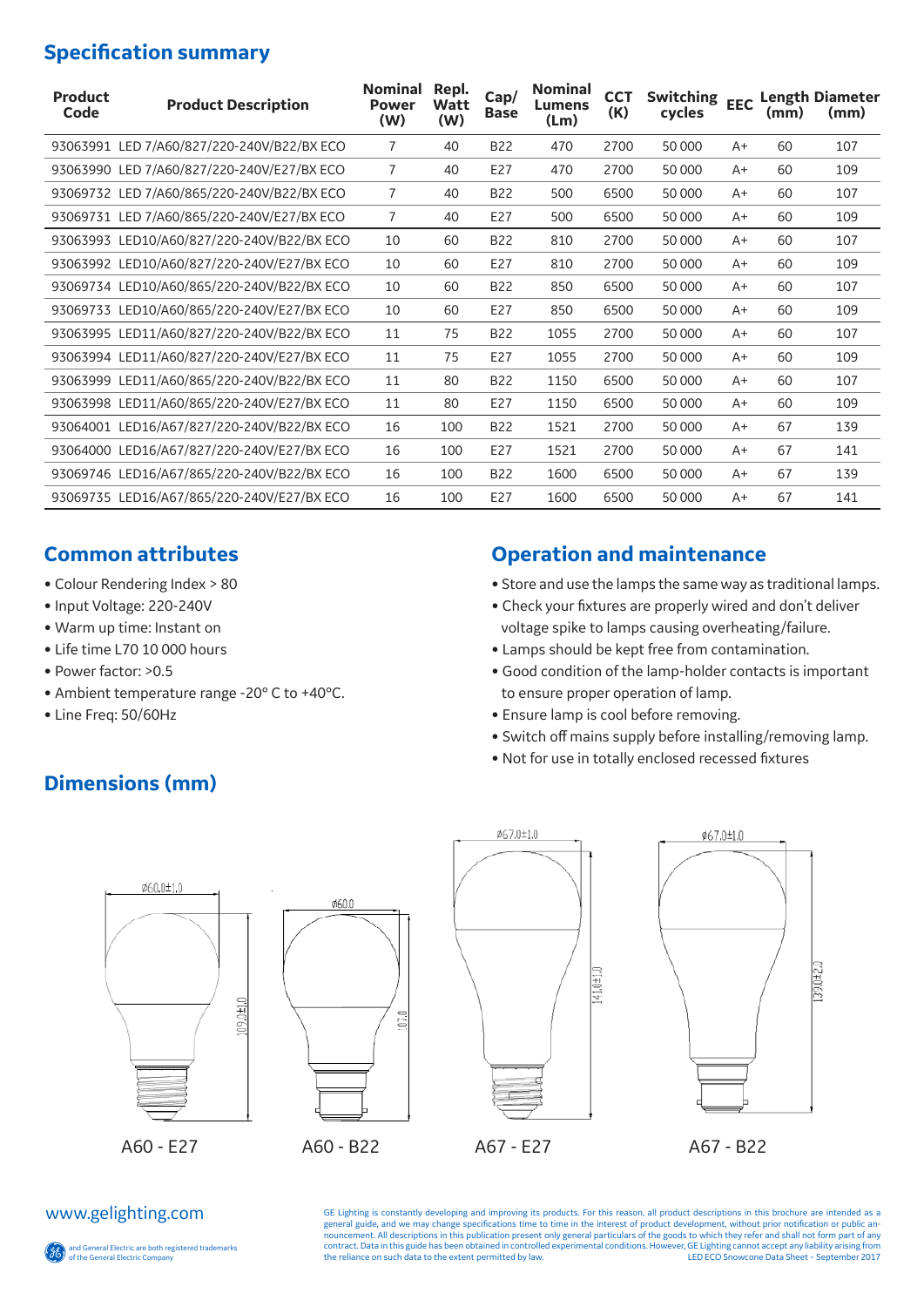## Specification summary

| Product Code | Product Description | Nominal Power (W) | Repl. Watt (W) | Cap/ Base | Nominal Lumens (Lm) | CCT (K) | Switching cycles | EEC | Length (mm) | Diameter (mm) |
|---|---|---|---|---|---|---|---|---|---|---|
| 93063991 | LED 7/A60/827/220-240V/B22/BX ECO | 7 | 40 | B22 | 470 | 2700 | 50 000 | A+ | 60 | 107 |
| 93063990 | LED 7/A60/827/220-240V/E27/BX ECO | 7 | 40 | E27 | 470 | 2700 | 50 000 | A+ | 60 | 109 |
| 93069732 | LED 7/A60/865/220-240V/B22/BX ECO | 7 | 40 | B22 | 500 | 6500 | 50 000 | A+ | 60 | 107 |
| 93069731 | LED 7/A60/865/220-240V/E27/BX ECO | 7 | 40 | E27 | 500 | 6500 | 50 000 | A+ | 60 | 109 |
| 93063993 | LED10/A60/827/220-240V/B22/BX ECO | 10 | 60 | B22 | 810 | 2700 | 50 000 | A+ | 60 | 107 |
| 93063992 | LED10/A60/827/220-240V/E27/BX ECO | 10 | 60 | E27 | 810 | 2700 | 50 000 | A+ | 60 | 109 |
| 93069734 | LED10/A60/865/220-240V/B22/BX ECO | 10 | 60 | B22 | 850 | 6500 | 50 000 | A+ | 60 | 107 |
| 93069733 | LED10/A60/865/220-240V/E27/BX ECO | 10 | 60 | E27 | 850 | 6500 | 50 000 | A+ | 60 | 109 |
| 93063995 | LED11/A60/827/220-240V/B22/BX ECO | 11 | 75 | B22 | 1055 | 2700 | 50 000 | A+ | 60 | 107 |
| 93063994 | LED11/A60/827/220-240V/E27/BX ECO | 11 | 75 | E27 | 1055 | 2700 | 50 000 | A+ | 60 | 109 |
| 93063999 | LED11/A60/865/220-240V/B22/BX ECO | 11 | 80 | B22 | 1150 | 6500 | 50 000 | A+ | 60 | 107 |
| 93063998 | LED11/A60/865/220-240V/E27/BX ECO | 11 | 80 | E27 | 1150 | 6500 | 50 000 | A+ | 60 | 109 |
| 93064001 | LED16/A67/827/220-240V/B22/BX ECO | 16 | 100 | B22 | 1521 | 2700 | 50 000 | A+ | 67 | 139 |
| 93064000 | LED16/A67/827/220-240V/E27/BX ECO | 16 | 100 | E27 | 1521 | 2700 | 50 000 | A+ | 67 | 141 |
| 93069746 | LED16/A67/865/220-240V/B22/BX ECO | 16 | 100 | B22 | 1600 | 6500 | 50 000 | A+ | 67 | 139 |
| 93069735 | LED16/A67/865/220-240V/E27/BX ECO | 16 | 100 | E27 | 1600 | 6500 | 50 000 | A+ | 67 | 141 |

## Common attributes

- Colour Rendering Index > 80
- Input Voltage: 220-240V
- Warm up time: Instant on
- Life time L70 10 000 hours
- Power factor: >0.5
- Ambient temperature range -20° C to +40°C.
- Line Freq: 50/60Hz

## Operation and maintenance

- Store and use the lamps the same way as traditional lamps.
- Check your fixtures are properly wired and don't deliver voltage spike to lamps causing overheating/failure.
- Lamps should be kept free from contamination.
- Good condition of the lamp-holder contacts is important to ensure proper operation of lamp.
- Ensure lamp is cool before removing.
- Switch off mains supply before installing/removing lamp.
- Not for use in totally enclosed recessed fixtures

## Dimensions (mm)

ø60.0±1.0
109.0±1.0
A60 - E27

ø60.0
107.0
A60 - B22

ø67.0±1.0
141.0±1.0
A67 - E27

ø67.0±1.0
139.0±2.0
A67 - B22

www.gelighting.com

and General Electric are both registered trademarks of the General Electric Company

GE Lighting is constantly developing and improving its products. For this reason, all product descriptions in this brochure are intended as a general guide, and we may change specifications time to time in the interest of product development, without prior notification or public announcement. All descriptions in this publication present only general particulars of the goods to which they refer and shall not form part of any contract. Data in this guide has been obtained in controlled experimental conditions. However, GE Lighting cannot accept any liability arising from the reliance on such data to the extent permitted by law.

LED ECO Snowcone Data Sheet – September 2017